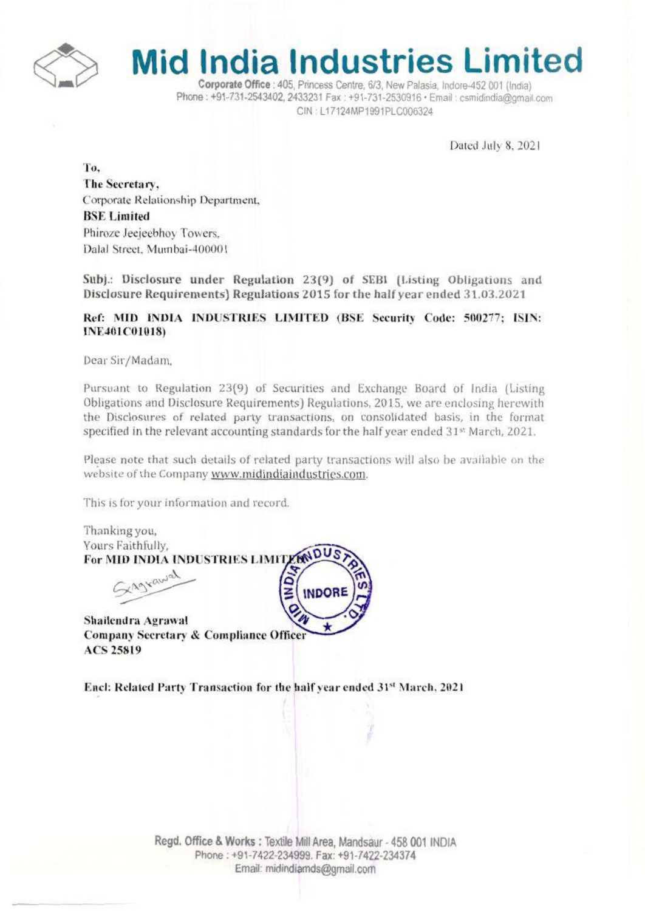# Mid India Industries Limited

**Corporate Office** : 405, Princess Centre, 6/3, New Palasia, Indore-452 001 (India)
Phone : +91-731-2543402, 2433231 Fax : +91-731-2530916 • Email : csmidindia@gmail.com
CIN : L17124MP1991PLC006324

Dated July 8, 2021

To,
**The Secretary,**
Corporate Relationship Department,
**BSE Limited**
Phiroze Jeejeebhoy Towers,
Dalal Street, Mumbai-400001

**Subj.: Disclosure under Regulation 23(9) of SEBI (Listing Obligations and Disclosure Requirements) Regulations 2015 for the half year ended 31.03.2021**

**Ref: MID INDIA INDUSTRIES LIMITED (BSE Security Code: 500277; ISIN: INE401C01018)**

Dear Sir/Madam,

Pursuant to Regulation 23(9) of Securities and Exchange Board of India (Listing Obligations and Disclosure Requirements) Regulations, 2015, we are enclosing herewith the Disclosures of related party transactions, on consolidated basis, in the format specified in the relevant accounting standards for the half year ended 31st March, 2021.

Please note that such details of related party transactions will also be available on the website of the Company www.midindiaindustries.com.

This is for your information and record.

Thanking you,
Yours Faithfully,
**For MID INDIA INDUSTRIES LIMITED**

**Shailendra Agrawal**
**Company Secretary & Compliance Officer**
**ACS 25819**

**Encl: Related Party Transaction for the half year ended 31st March, 2021**

**Regd. Office & Works** : Textile Mill Area, Mandsaur - 458 001 INDIA
Phone : +91-7422-234999. Fax: +91-7422-234374
Email: midindiamds@gmail.com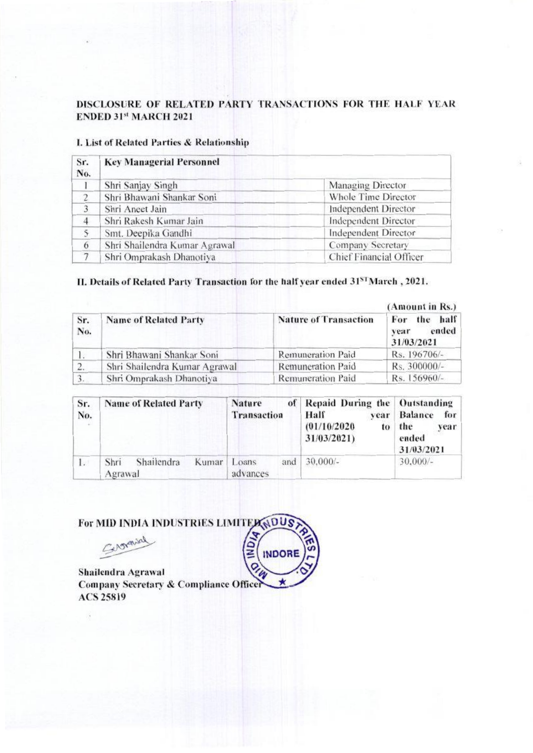## DISCLOSURE OF RELATED PARTY TRANSACTIONS FOR THE HALF YEAR ENDED 31st MARCH 2021

### I. List of Related Parties & Relationship

| Sr. No. | Key Managerial Personnel | |
|---|---|---|
| 1 | Shri Sanjay Singh | Managing Director |
| 2 | Shri Bhawani Shankar Soni | Whole Time Director |
| 3 | Shri Aneet Jain | Independent Director |
| 4 | Shri Rakesh Kumar Jain | Independent Director |
| 5 | Smt. Deepika Gandhi | Independent Director |
| 6 | Shri Shailendra Kumar Agrawal | Company Secretary |
| 7 | Shri Omprakash Dhanotiya | Chief Financial Officer |

### II. Details of Related Party Transaction for the half year ended 31ST March , 2021.

(Amount in Rs.)

| Sr. No. | Name of Related Party | Nature of Transaction | For the half year ended 31/03/2021 |
|---|---|---|---|
| 1. | Shri Bhawani Shankar Soni | Remuneration Paid | Rs. 196706/- |
| 2. | Shri Shailendra Kumar Agrawal | Remuneration Paid | Rs. 300000/- |
| 3. | Shri Omprakash Dhanotiya | Remuneration Paid | Rs. 156960/- |

| Sr. No. | Name of Related Party | Nature of Transaction | Repaid During the Half year (01/10/2020 to 31/03/2021) | Outstanding Balance for the year ended 31/03/2021 |
|---|---|---|---|---|
| 1. | Shri Shailendra Kumar Agrawal | Loans and advances | 30,000/- | 30,000/- |

**For MID INDIA INDUSTRIES LIMITED**

**Shailendra Agrawal**
**Company Secretary & Compliance Officer**
**ACS 25819**